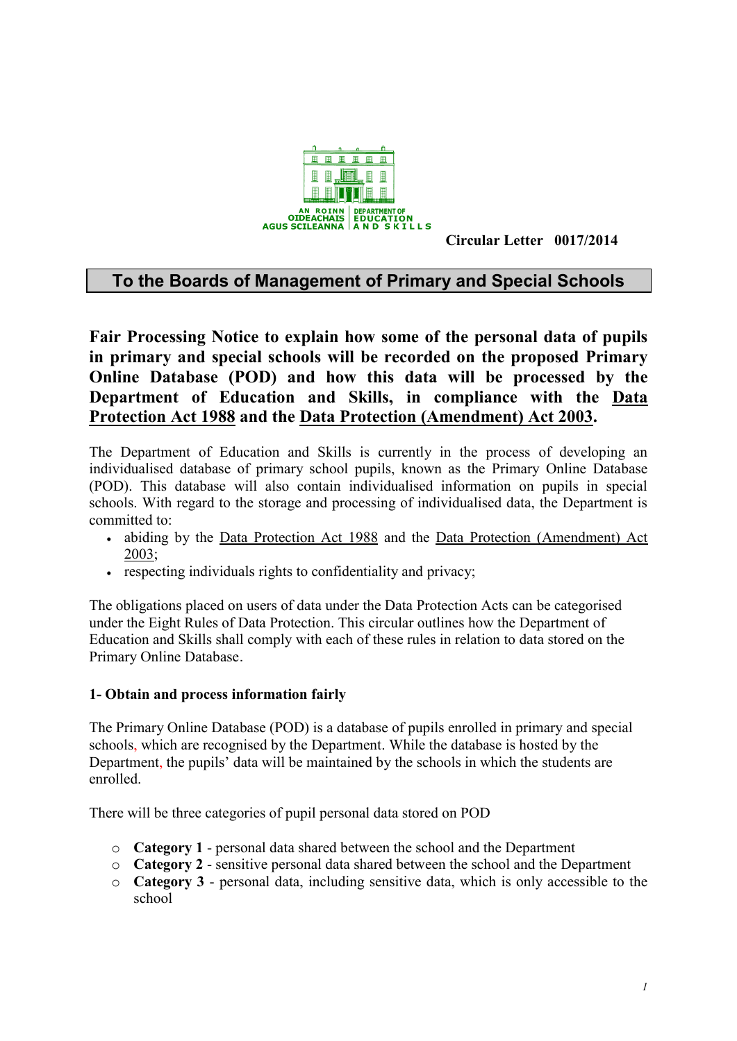AN ROINN OIDEACHAIS AGUS SCILEANNA | DEPARTMENT OF EDUCATION AND SKILLS

**Circular Letter 0017/2014**

## To the Boards of Management of Primary and Special Schools

# Fair Processing Notice to explain how some of the personal data of pupils in primary and special schools will be recorded on the proposed Primary Online Database (POD) and how this data will be processed by the Department of Education and Skills, in compliance with the Data Protection Act 1988 and the Data Protection (Amendment) Act 2003.

The Department of Education and Skills is currently in the process of developing an individualised database of primary school pupils, known as the Primary Online Database (POD). This database will also contain individualised information on pupils in special schools. With regard to the storage and processing of individualised data, the Department is committed to:

- abiding by the Data Protection Act 1988 and the Data Protection (Amendment) Act 2003;
- respecting individuals rights to confidentiality and privacy;

The obligations placed on users of data under the Data Protection Acts can be categorised under the Eight Rules of Data Protection. This circular outlines how the Department of Education and Skills shall comply with each of these rules in relation to data stored on the Primary Online Database.

### 1- Obtain and process information fairly

The Primary Online Database (POD) is a database of pupils enrolled in primary and special schools, which are recognised by the Department. While the database is hosted by the Department, the pupils' data will be maintained by the schools in which the students are enrolled.

There will be three categories of pupil personal data stored on POD

- **Category 1** - personal data shared between the school and the Department
- **Category 2** - sensitive personal data shared between the school and the Department
- **Category 3** - personal data, including sensitive data, which is only accessible to the school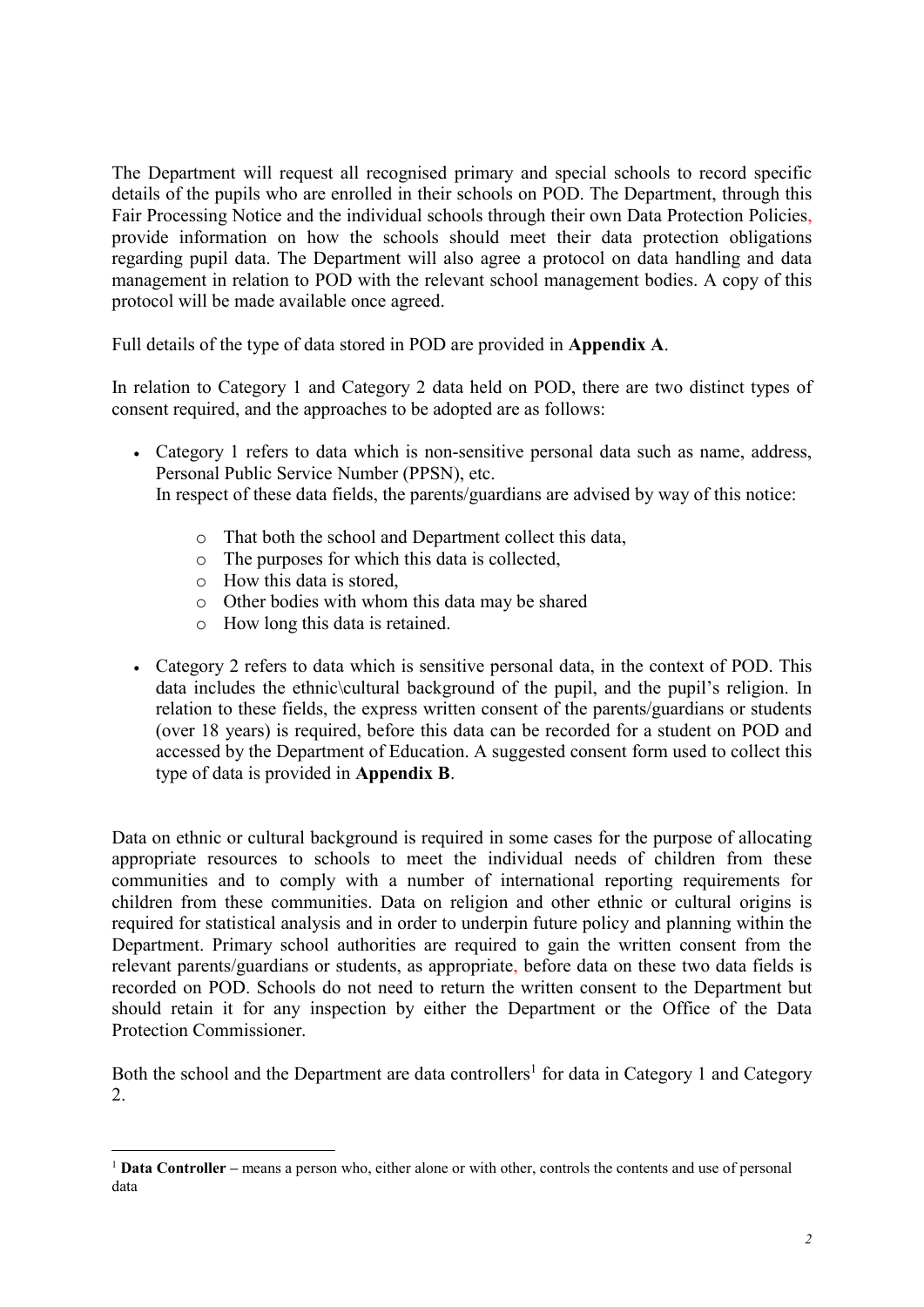The Department will request all recognised primary and special schools to record specific details of the pupils who are enrolled in their schools on POD. The Department, through this Fair Processing Notice and the individual schools through their own Data Protection Policies, provide information on how the schools should meet their data protection obligations regarding pupil data. The Department will also agree a protocol on data handling and data management in relation to POD with the relevant school management bodies. A copy of this protocol will be made available once agreed.

Full details of the type of data stored in POD are provided in **Appendix A**.

In relation to Category 1 and Category 2 data held on POD, there are two distinct types of consent required, and the approaches to be adopted are as follows:

- Category 1 refers to data which is non-sensitive personal data such as name, address, Personal Public Service Number (PPSN), etc.
  In respect of these data fields, the parents/guardians are advised by way of this notice:
    - That both the school and Department collect this data,
    - The purposes for which this data is collected,
    - How this data is stored,
    - Other bodies with whom this data may be shared
    - How long this data is retained.
- Category 2 refers to data which is sensitive personal data, in the context of POD. This data includes the ethnic\cultural background of the pupil, and the pupil's religion. In relation to these fields, the express written consent of the parents/guardians or students (over 18 years) is required, before this data can be recorded for a student on POD and accessed by the Department of Education. A suggested consent form used to collect this type of data is provided in **Appendix B**.

Data on ethnic or cultural background is required in some cases for the purpose of allocating appropriate resources to schools to meet the individual needs of children from these communities and to comply with a number of international reporting requirements for children from these communities. Data on religion and other ethnic or cultural origins is required for statistical analysis and in order to underpin future policy and planning within the Department. Primary school authorities are required to gain the written consent from the relevant parents/guardians or students, as appropriate, before data on these two data fields is recorded on POD. Schools do not need to return the written consent to the Department but should retain it for any inspection by either the Department or the Office of the Data Protection Commissioner.

Both the school and the Department are data controllers[1] for data in Category 1 and Category 2.

[1] **Data Controller –** means a person who, either alone or with other, controls the contents and use of personal data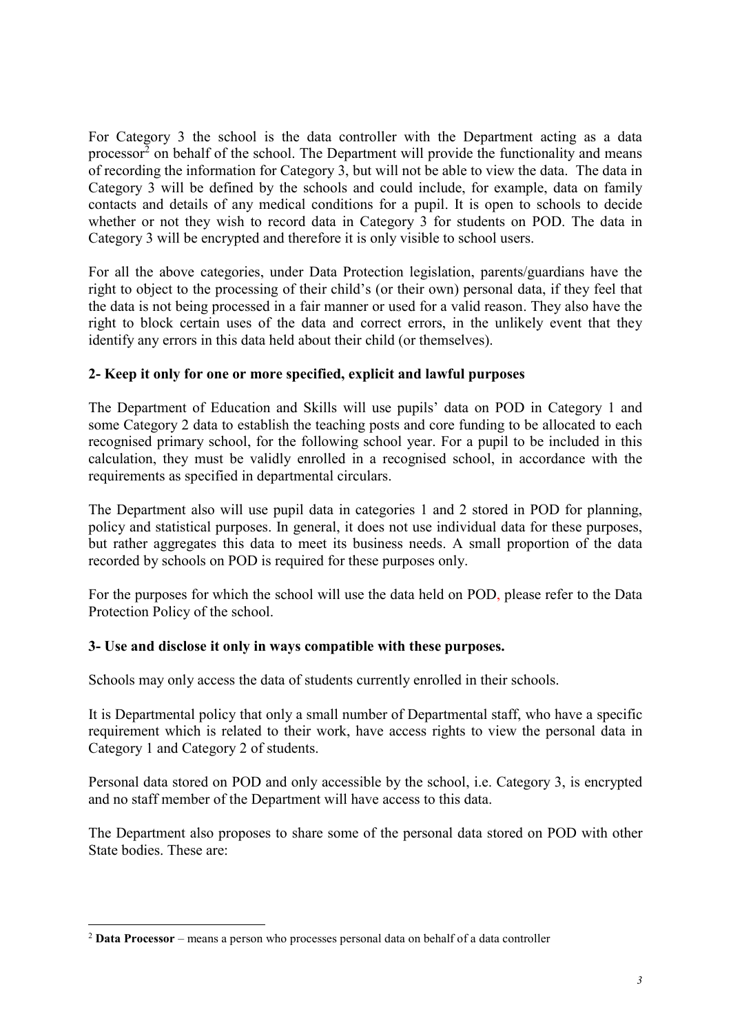For Category 3 the school is the data controller with the Department acting as a data processor[2] on behalf of the school. The Department will provide the functionality and means of recording the information for Category 3, but will not be able to view the data. The data in Category 3 will be defined by the schools and could include, for example, data on family contacts and details of any medical conditions for a pupil. It is open to schools to decide whether or not they wish to record data in Category 3 for students on POD. The data in Category 3 will be encrypted and therefore it is only visible to school users.

For all the above categories, under Data Protection legislation, parents/guardians have the right to object to the processing of their child's (or their own) personal data, if they feel that the data is not being processed in a fair manner or used for a valid reason. They also have the right to block certain uses of the data and correct errors, in the unlikely event that they identify any errors in this data held about their child (or themselves).

**2- Keep it only for one or more specified, explicit and lawful purposes**

The Department of Education and Skills will use pupils' data on POD in Category 1 and some Category 2 data to establish the teaching posts and core funding to be allocated to each recognised primary school, for the following school year. For a pupil to be included in this calculation, they must be validly enrolled in a recognised school, in accordance with the requirements as specified in departmental circulars.

The Department also will use pupil data in categories 1 and 2 stored in POD for planning, policy and statistical purposes. In general, it does not use individual data for these purposes, but rather aggregates this data to meet its business needs. A small proportion of the data recorded by schools on POD is required for these purposes only.

For the purposes for which the school will use the data held on POD, please refer to the Data Protection Policy of the school.

**3- Use and disclose it only in ways compatible with these purposes.**

Schools may only access the data of students currently enrolled in their schools.

It is Departmental policy that only a small number of Departmental staff, who have a specific requirement which is related to their work, have access rights to view the personal data in Category 1 and Category 2 of students.

Personal data stored on POD and only accessible by the school, i.e. Category 3, is encrypted and no staff member of the Department will have access to this data.

The Department also proposes to share some of the personal data stored on POD with other State bodies. These are:

---

[2] **Data Processor** – means a person who processes personal data on behalf of a data controller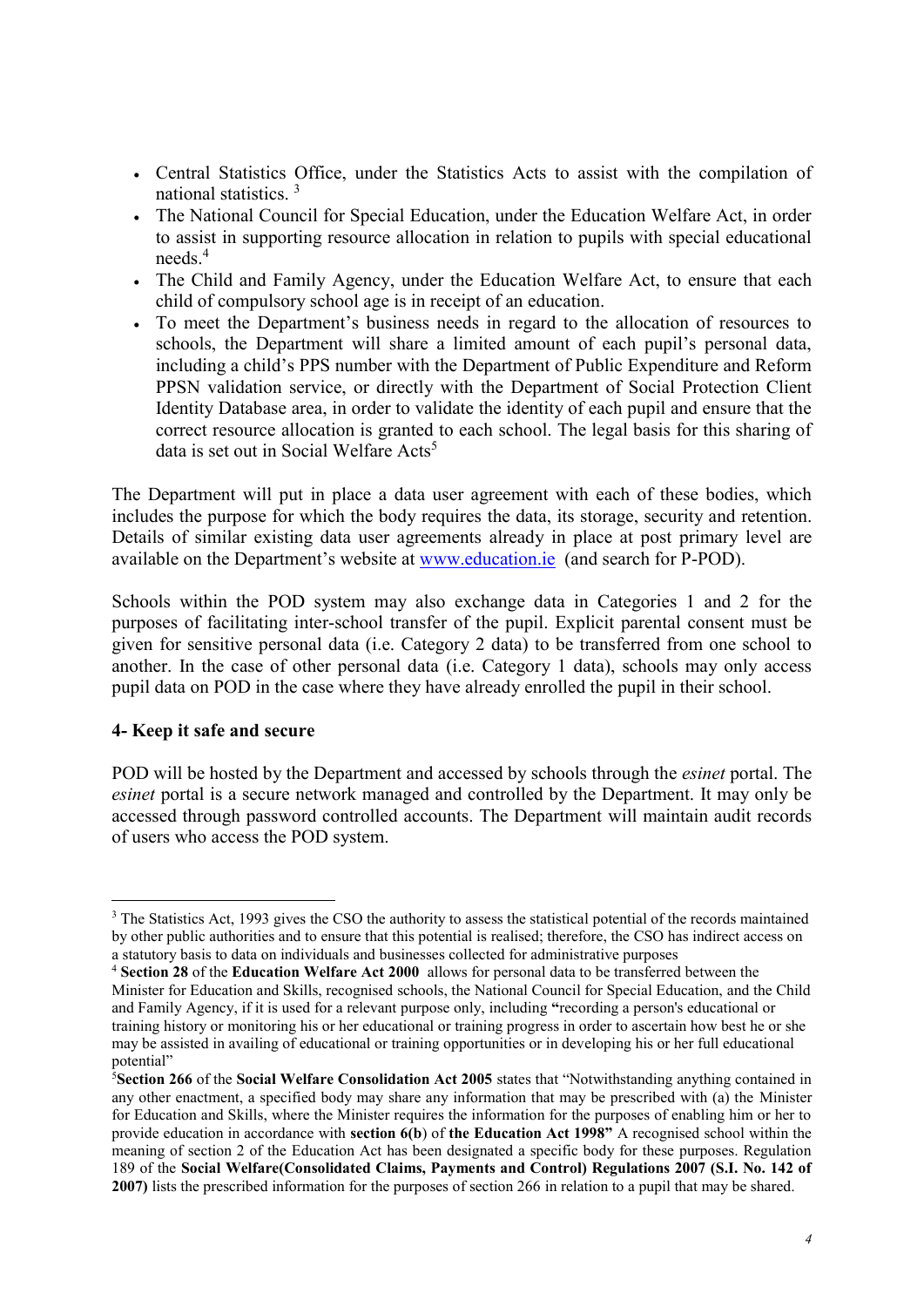- Central Statistics Office, under the Statistics Acts to assist with the compilation of national statistics. [3]
- The National Council for Special Education, under the Education Welfare Act, in order to assist in supporting resource allocation in relation to pupils with special educational needs.[4]
- The Child and Family Agency, under the Education Welfare Act, to ensure that each child of compulsory school age is in receipt of an education.
- To meet the Department's business needs in regard to the allocation of resources to schools, the Department will share a limited amount of each pupil's personal data, including a child's PPS number with the Department of Public Expenditure and Reform PPSN validation service, or directly with the Department of Social Protection Client Identity Database area, in order to validate the identity of each pupil and ensure that the correct resource allocation is granted to each school. The legal basis for this sharing of data is set out in Social Welfare Acts[5]

The Department will put in place a data user agreement with each of these bodies, which includes the purpose for which the body requires the data, its storage, security and retention. Details of similar existing data user agreements already in place at post primary level are available on the Department's website at www.education.ie (and search for P-POD).

Schools within the POD system may also exchange data in Categories 1 and 2 for the purposes of facilitating inter-school transfer of the pupil. Explicit parental consent must be given for sensitive personal data (i.e. Category 2 data) to be transferred from one school to another. In the case of other personal data (i.e. Category 1 data), schools may only access pupil data on POD in the case where they have already enrolled the pupil in their school.

### 4- Keep it safe and secure

POD will be hosted by the Department and accessed by schools through the *esinet* portal. The *esinet* portal is a secure network managed and controlled by the Department. It may only be accessed through password controlled accounts. The Department will maintain audit records of users who access the POD system.

---

[3] The Statistics Act, 1993 gives the CSO the authority to assess the statistical potential of the records maintained by other public authorities and to ensure that this potential is realised; therefore, the CSO has indirect access on a statutory basis to data on individuals and businesses collected for administrative purposes

[4] **Section 28** of the **Education Welfare Act 2000** allows for personal data to be transferred between the Minister for Education and Skills, recognised schools, the National Council for Special Education, and the Child and Family Agency, if it is used for a relevant purpose only, including **"**recording a person's educational or training history or monitoring his or her educational or training progress in order to ascertain how best he or she may be assisted in availing of educational or training opportunities or in developing his or her full educational potential"

[5] **Section 266** of the **Social Welfare Consolidation Act 2005** states that "Notwithstanding anything contained in any other enactment, a specified body may share any information that may be prescribed with (a) the Minister for Education and Skills, where the Minister requires the information for the purposes of enabling him or her to provide education in accordance with **section 6(b**) of **the Education Act 1998"** A recognised school within the meaning of section 2 of the Education Act has been designated a specific body for these purposes. Regulation 189 of the **Social Welfare(Consolidated Claims, Payments and Control) Regulations 2007 (S.I. No. 142 of 2007)** lists the prescribed information for the purposes of section 266 in relation to a pupil that may be shared.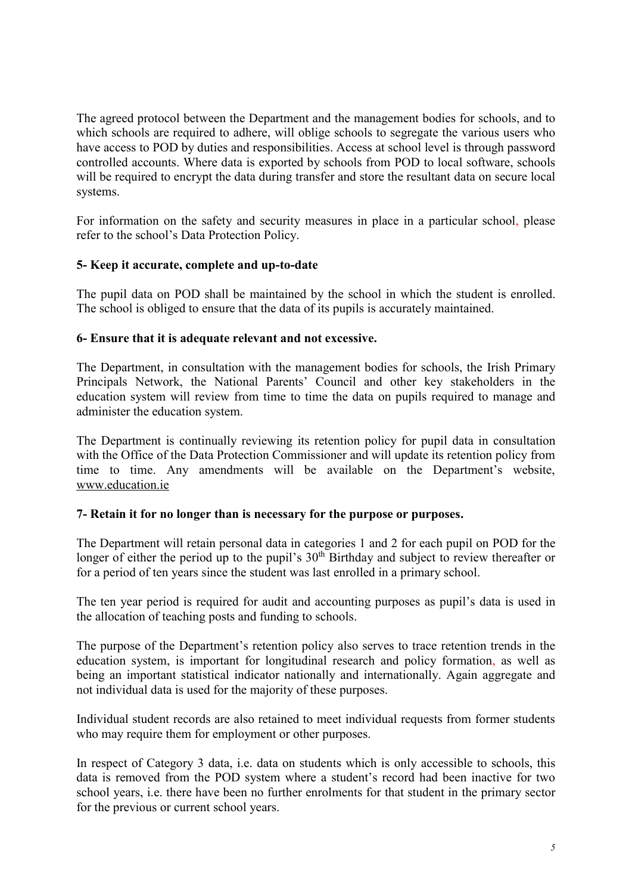The agreed protocol between the Department and the management bodies for schools, and to which schools are required to adhere, will oblige schools to segregate the various users who have access to POD by duties and responsibilities. Access at school level is through password controlled accounts. Where data is exported by schools from POD to local software, schools will be required to encrypt the data during transfer and store the resultant data on secure local systems.

For information on the safety and security measures in place in a particular school, please refer to the school's Data Protection Policy.

**5- Keep it accurate, complete and up-to-date**

The pupil data on POD shall be maintained by the school in which the student is enrolled. The school is obliged to ensure that the data of its pupils is accurately maintained.

**6- Ensure that it is adequate relevant and not excessive.**

The Department, in consultation with the management bodies for schools, the Irish Primary Principals Network, the National Parents' Council and other key stakeholders in the education system will review from time to time the data on pupils required to manage and administer the education system.

The Department is continually reviewing its retention policy for pupil data in consultation with the Office of the Data Protection Commissioner and will update its retention policy from time to time. Any amendments will be available on the Department's website, www.education.ie

**7- Retain it for no longer than is necessary for the purpose or purposes.**

The Department will retain personal data in categories 1 and 2 for each pupil on POD for the longer of either the period up to the pupil's 30th Birthday and subject to review thereafter or for a period of ten years since the student was last enrolled in a primary school.

The ten year period is required for audit and accounting purposes as pupil's data is used in the allocation of teaching posts and funding to schools.

The purpose of the Department's retention policy also serves to trace retention trends in the education system, is important for longitudinal research and policy formation, as well as being an important statistical indicator nationally and internationally. Again aggregate and not individual data is used for the majority of these purposes.

Individual student records are also retained to meet individual requests from former students who may require them for employment or other purposes.

In respect of Category 3 data, i.e. data on students which is only accessible to schools, this data is removed from the POD system where a student's record had been inactive for two school years, i.e. there have been no further enrolments for that student in the primary sector for the previous or current school years.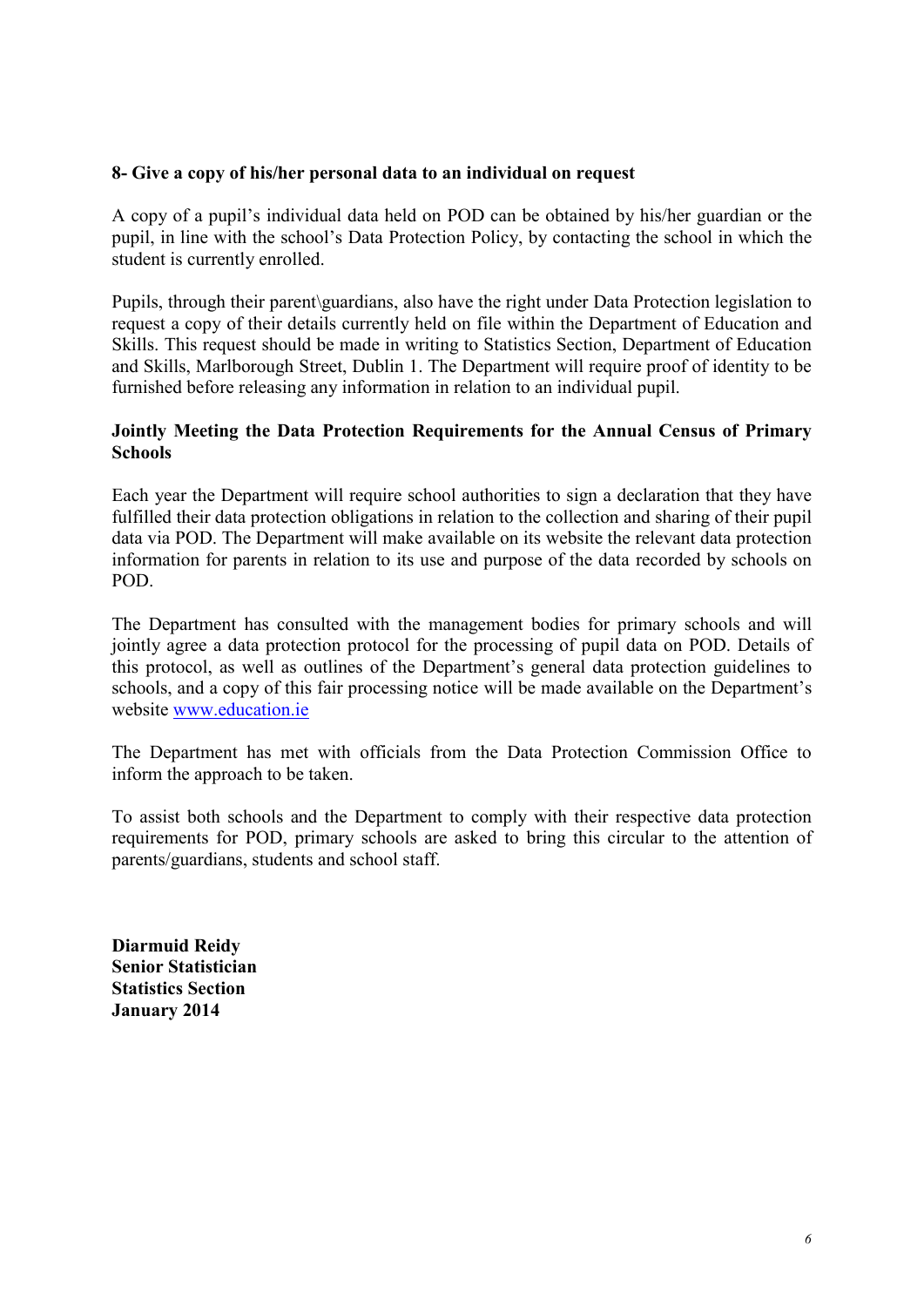**8- Give a copy of his/her personal data to an individual on request**

A copy of a pupil's individual data held on POD can be obtained by his/her guardian or the pupil, in line with the school's Data Protection Policy, by contacting the school in which the student is currently enrolled.

Pupils, through their parent\guardians, also have the right under Data Protection legislation to request a copy of their details currently held on file within the Department of Education and Skills. This request should be made in writing to Statistics Section, Department of Education and Skills, Marlborough Street, Dublin 1. The Department will require proof of identity to be furnished before releasing any information in relation to an individual pupil.

**Jointly Meeting the Data Protection Requirements for the Annual Census of Primary Schools**

Each year the Department will require school authorities to sign a declaration that they have fulfilled their data protection obligations in relation to the collection and sharing of their pupil data via POD. The Department will make available on its website the relevant data protection information for parents in relation to its use and purpose of the data recorded by schools on POD.

The Department has consulted with the management bodies for primary schools and will jointly agree a data protection protocol for the processing of pupil data on POD. Details of this protocol, as well as outlines of the Department's general data protection guidelines to schools, and a copy of this fair processing notice will be made available on the Department's website [www.education.ie](http://www.education.ie)

The Department has met with officials from the Data Protection Commission Office to inform the approach to be taken.

To assist both schools and the Department to comply with their respective data protection requirements for POD, primary schools are asked to bring this circular to the attention of parents/guardians, students and school staff.

**Diarmuid Reidy**
**Senior Statistician**
**Statistics Section**
**January 2014**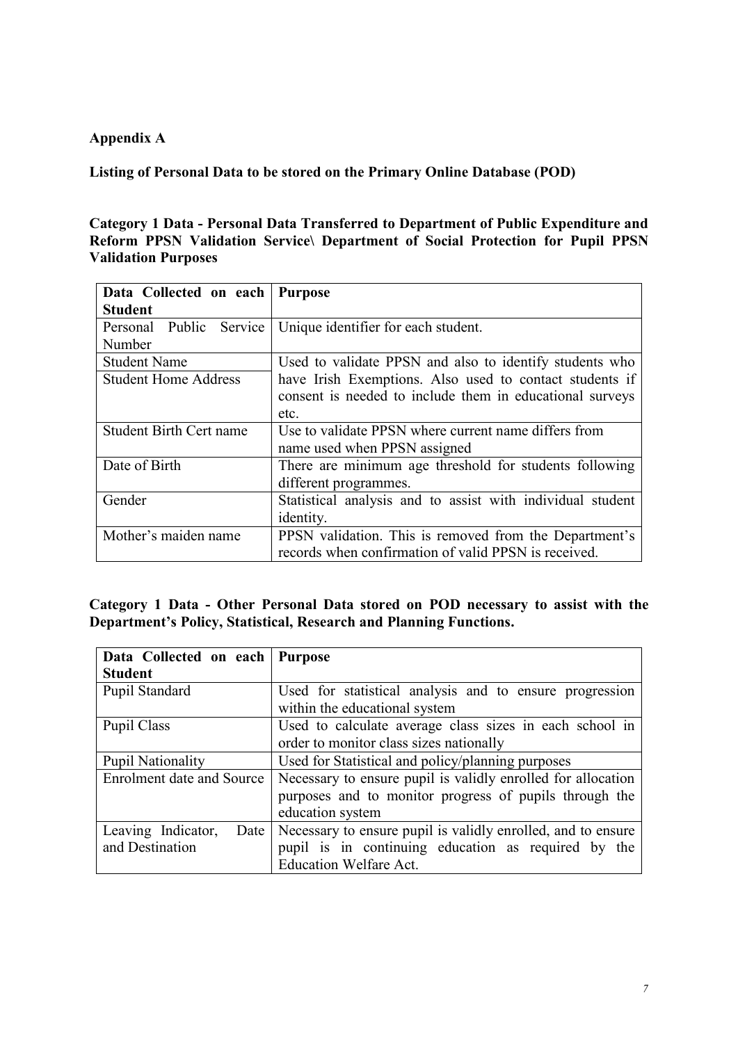**Appendix A**

**Listing of Personal Data to be stored on the Primary Online Database (POD)**

**Category 1 Data - Personal Data Transferred to Department of Public Expenditure and Reform PPSN Validation Service\ Department of Social Protection for Pupil PPSN Validation Purposes**

| Data Collected on each Student | Purpose |
|---|---|
| Personal Public Service Number | Unique identifier for each student. |
| Student Name | Used to validate PPSN and also to identify students who have Irish Exemptions. Also used to contact students if consent is needed to include them in educational surveys etc. |
| Student Home Address | |
| Student Birth Cert name | Use to validate PPSN where current name differs from name used when PPSN assigned |
| Date of Birth | There are minimum age threshold for students following different programmes. |
| Gender | Statistical analysis and to assist with individual student identity. |
| Mother's maiden name | PPSN validation. This is removed from the Department's records when confirmation of valid PPSN is received. |

**Category 1 Data - Other Personal Data stored on POD necessary to assist with the Department's Policy, Statistical, Research and Planning Functions.**

| Data Collected on each Student | Purpose |
|---|---|
| Pupil Standard | Used for statistical analysis and to ensure progression within the educational system |
| Pupil Class | Used to calculate average class sizes in each school in order to monitor class sizes nationally |
| Pupil Nationality | Used for Statistical and policy/planning purposes |
| Enrolment date and Source | Necessary to ensure pupil is validly enrolled for allocation purposes and to monitor progress of pupils through the education system |
| Leaving Indicator, Date and Destination | Necessary to ensure pupil is validly enrolled, and to ensure pupil is in continuing education as required by the Education Welfare Act. |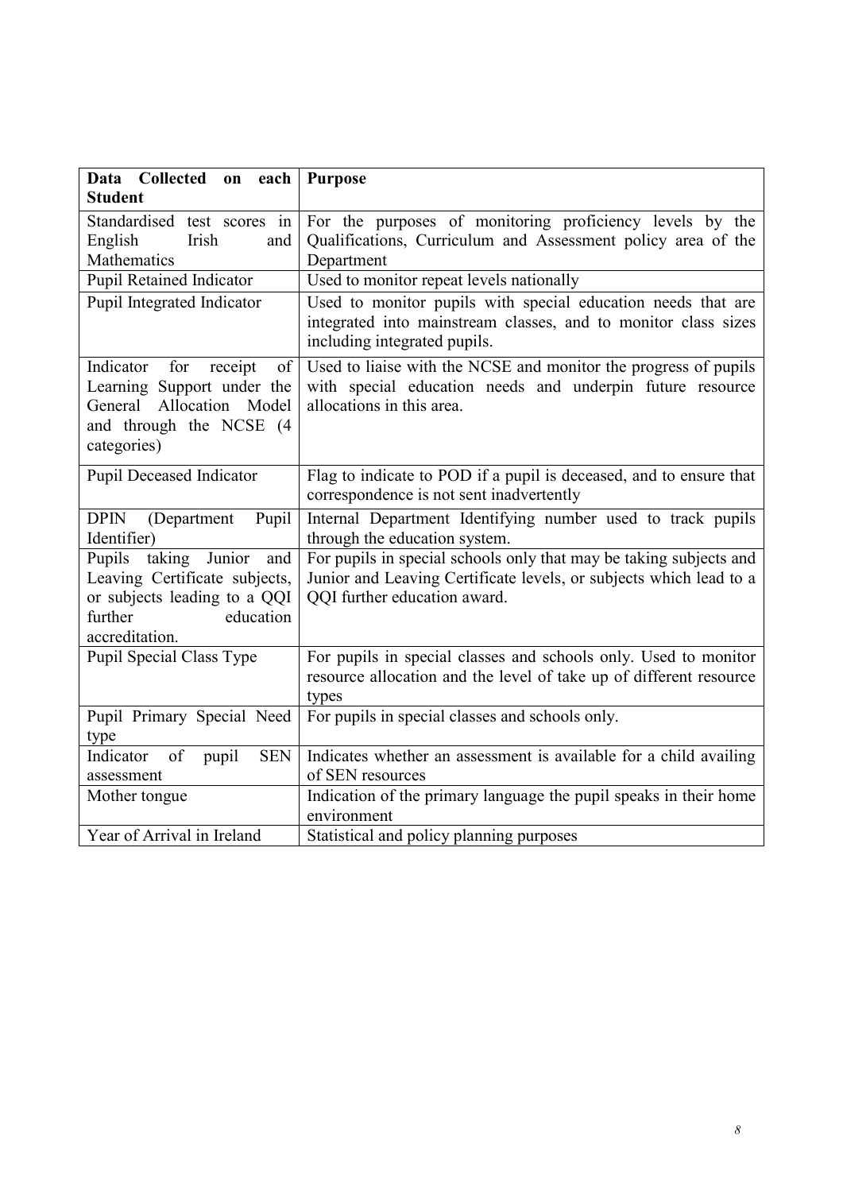| Data Collected on each Student | Purpose |
|---|---|
| Standardised test scores in English Irish and Mathematics | For the purposes of monitoring proficiency levels by the Qualifications, Curriculum and Assessment policy area of the Department |
| Pupil Retained Indicator | Used to monitor repeat levels nationally |
| Pupil Integrated Indicator | Used to monitor pupils with special education needs that are integrated into mainstream classes, and to monitor class sizes including integrated pupils. |
| Indicator for receipt of Learning Support under the General Allocation Model and through the NCSE (4 categories) | Used to liaise with the NCSE and monitor the progress of pupils with special education needs and underpin future resource allocations in this area. |
| Pupil Deceased Indicator | Flag to indicate to POD if a pupil is deceased, and to ensure that correspondence is not sent inadvertently |
| DPIN (Department Pupil Identifier) | Internal Department Identifying number used to track pupils through the education system. |
| Pupils taking Junior and Leaving Certificate subjects, or subjects leading to a QQI further education accreditation. | For pupils in special schools only that may be taking subjects and Junior and Leaving Certificate levels, or subjects which lead to a QQI further education award. |
| Pupil Special Class Type | For pupils in special classes and schools only. Used to monitor resource allocation and the level of take up of different resource types |
| Pupil Primary Special Need type | For pupils in special classes and schools only. |
| Indicator of pupil SEN assessment | Indicates whether an assessment is available for a child availing of SEN resources |
| Mother tongue | Indication of the primary language the pupil speaks in their home environment |
| Year of Arrival in Ireland | Statistical and policy planning purposes |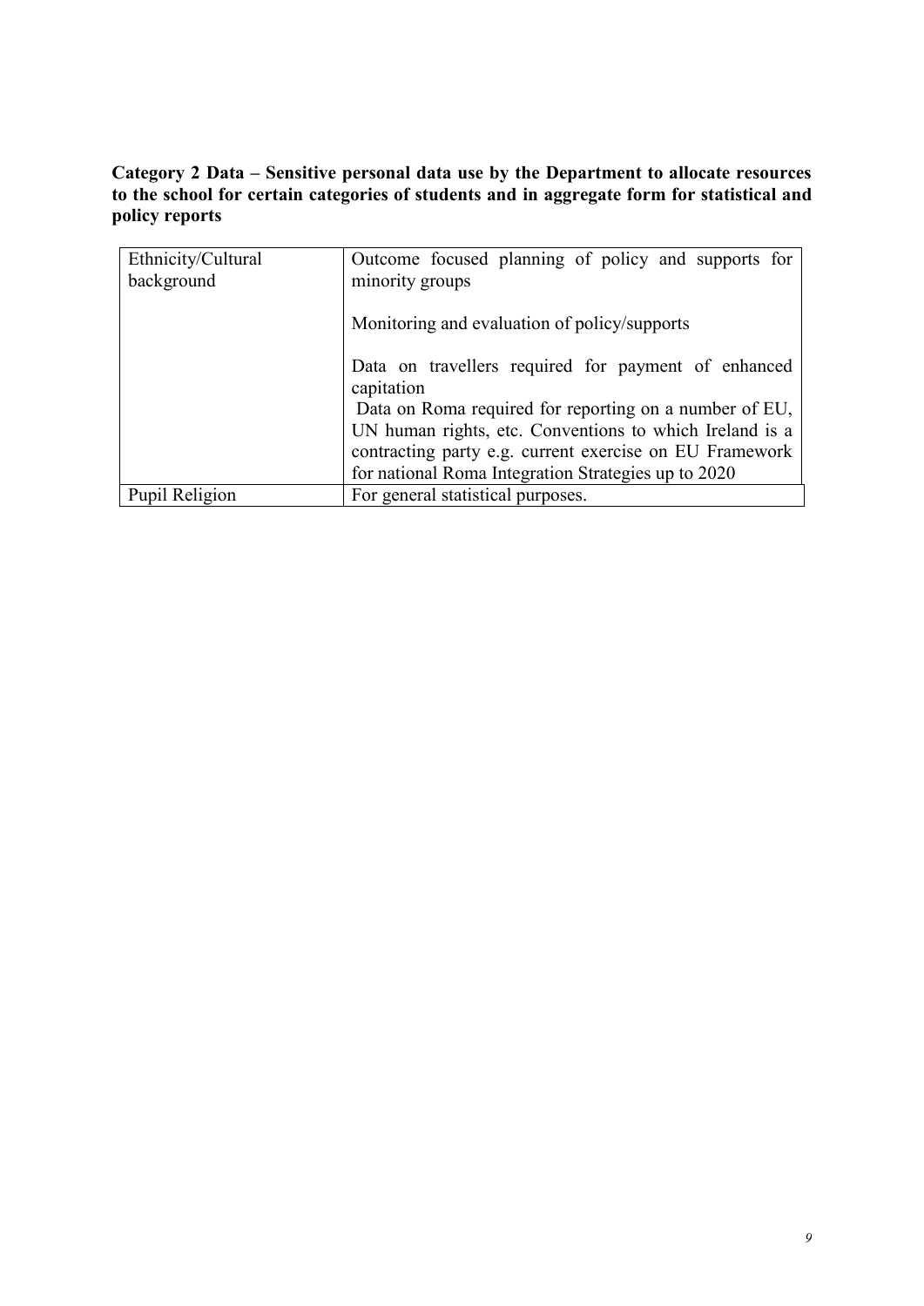**Category 2 Data – Sensitive personal data use by the Department to allocate resources to the school for certain categories of students and in aggregate form for statistical and policy reports**

| | |
|---|---|
| Ethnicity/Cultural background | Outcome focused planning of policy and supports for minority groups<br><br>Monitoring and evaluation of policy/supports<br><br>Data on travellers required for payment of enhanced capitation<br>Data on Roma required for reporting on a number of EU, UN human rights, etc. Conventions to which Ireland is a contracting party e.g. current exercise on EU Framework for national Roma Integration Strategies up to 2020 |
| Pupil Religion | For general statistical purposes. |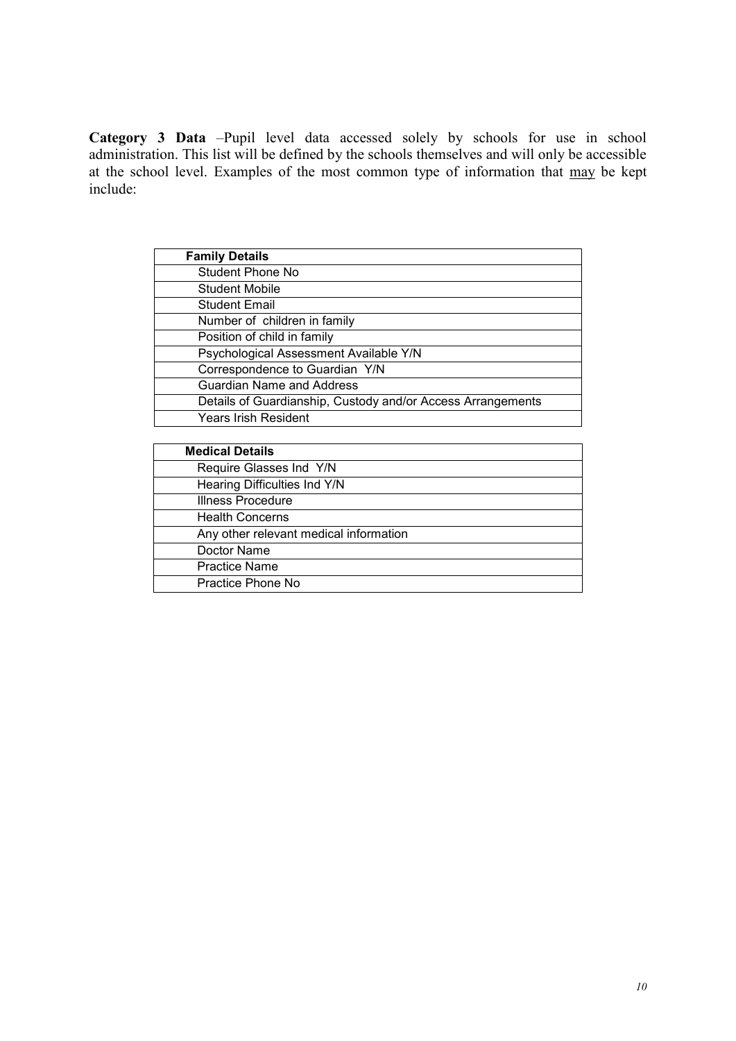**Category 3 Data** –Pupil level data accessed solely by schools for use in school administration. This list will be defined by the schools themselves and will only be accessible at the school level. Examples of the most common type of information that may be kept include:

| Family Details |
|---|
| Student Phone No |
| Student Mobile |
| Student Email |
| Number of children in family |
| Position of child in family |
| Psychological Assessment Available Y/N |
| Correspondence to Guardian Y/N |
| Guardian Name and Address |
| Details of Guardianship, Custody and/or Access Arrangements |
| Years Irish Resident |

| Medical Details |
|---|
| Require Glasses Ind Y/N |
| Hearing Difficulties Ind Y/N |
| Illness Procedure |
| Health Concerns |
| Any other relevant medical information |
| Doctor Name |
| Practice Name |
| Practice Phone No |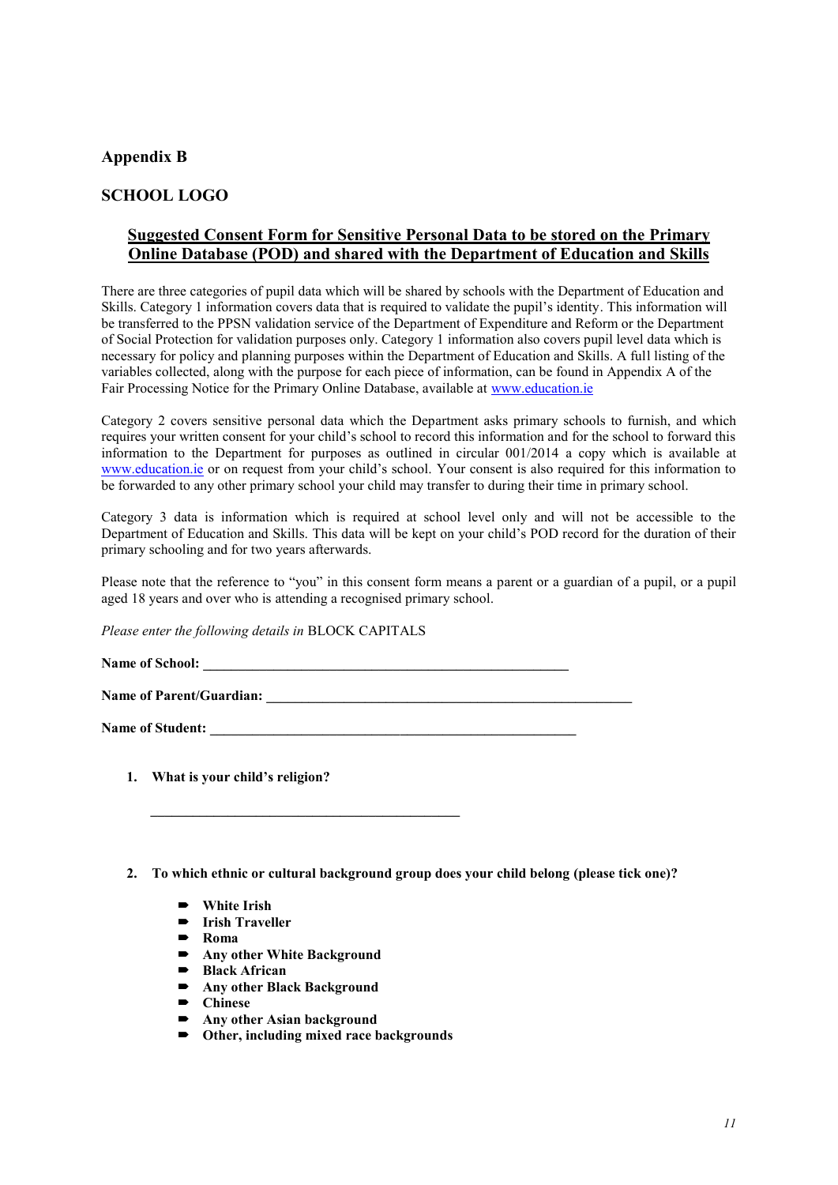## Appendix B

## SCHOOL LOGO

### **Suggested Consent Form for Sensitive Personal Data to be stored on the Primary Online Database (POD) and shared with the Department of Education and Skills**

There are three categories of pupil data which will be shared by schools with the Department of Education and Skills. Category 1 information covers data that is required to validate the pupil's identity. This information will be transferred to the PPSN validation service of the Department of Expenditure and Reform or the Department of Social Protection for validation purposes only. Category 1 information also covers pupil level data which is necessary for policy and planning purposes within the Department of Education and Skills. A full listing of the variables collected, along with the purpose for each piece of information, can be found in Appendix A of the Fair Processing Notice for the Primary Online Database, available at www.education.ie

Category 2 covers sensitive personal data which the Department asks primary schools to furnish, and which requires your written consent for your child's school to record this information and for the school to forward this information to the Department for purposes as outlined in circular 001/2014 a copy which is available at www.education.ie or on request from your child's school. Your consent is also required for this information to be forwarded to any other primary school your child may transfer to during their time in primary school.

Category 3 data is information which is required at school level only and will not be accessible to the Department of Education and Skills. This data will be kept on your child's POD record for the duration of their primary schooling and for two years afterwards.

Please note that the reference to "you" in this consent form means a parent or a guardian of a pupil, or a pupil aged 18 years and over who is attending a recognised primary school.

*Please enter the following details in* BLOCK CAPITALS

**Name of School:** ______________________________________________________

**Name of Parent/Guardian:** ______________________________________________________

**Name of Student:** ______________________________________________________

1. **What is your child's religion?**

   ______________________________________________

2. **To which ethnic or cultural background group does your child belong (please tick one)?**

   - **White Irish**
   - **Irish Traveller**
   - **Roma**
   - **Any other White Background**
   - **Black African**
   - **Any other Black Background**
   - **Chinese**
   - **Any other Asian background**
   - **Other, including mixed race backgrounds**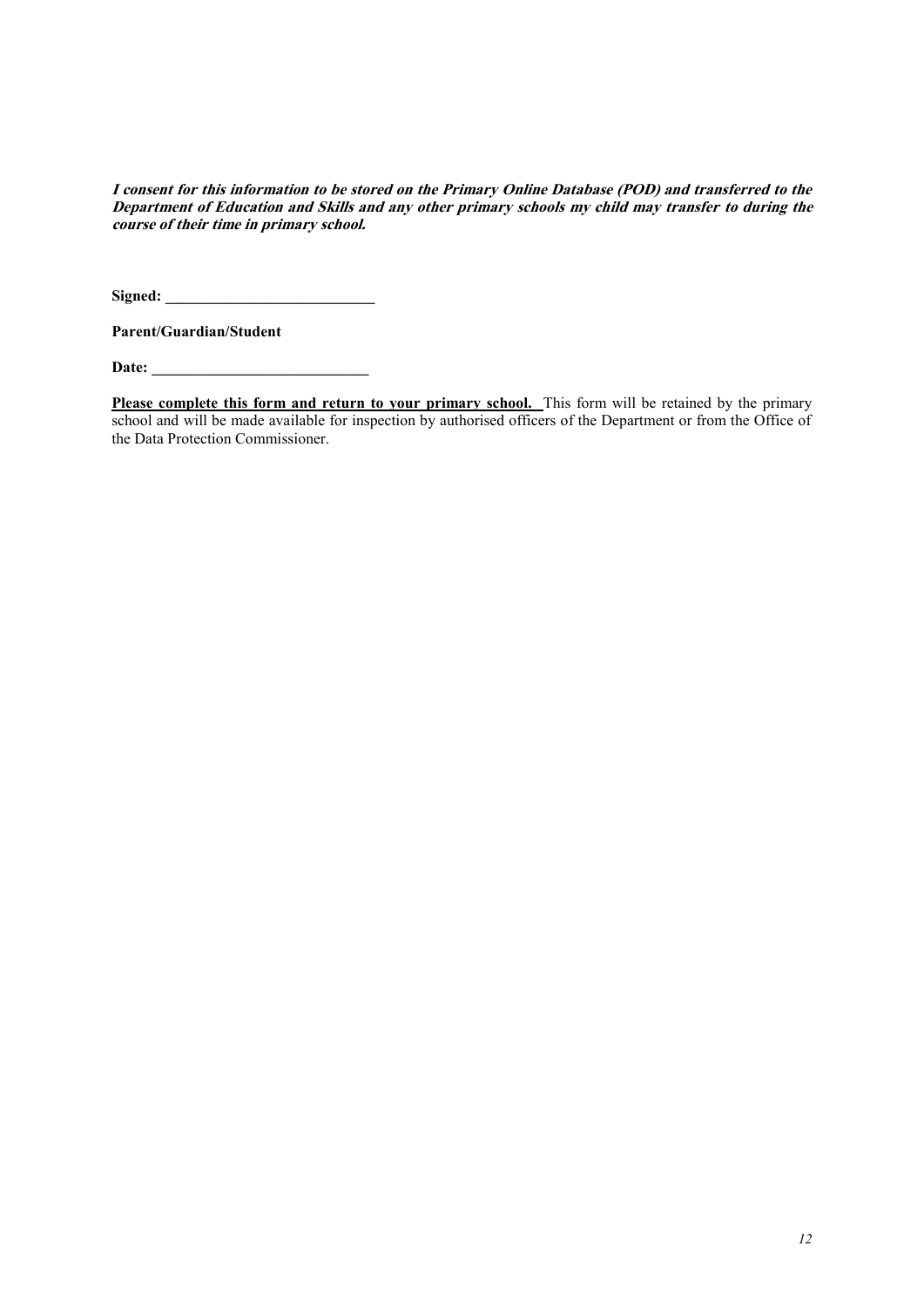***I consent for this information to be stored on the Primary Online Database (POD) and transferred to the Department of Education and Skills and any other primary schools my child may transfer to during the course of their time in primary school.***

**Signed: ___________________________**

**Parent/Guardian/Student**

**Date: ____________________________**

**<u>Please complete this form and return to your primary school.</u>** This form will be retained by the primary school and will be made available for inspection by authorised officers of the Department or from the Office of the Data Protection Commissioner.